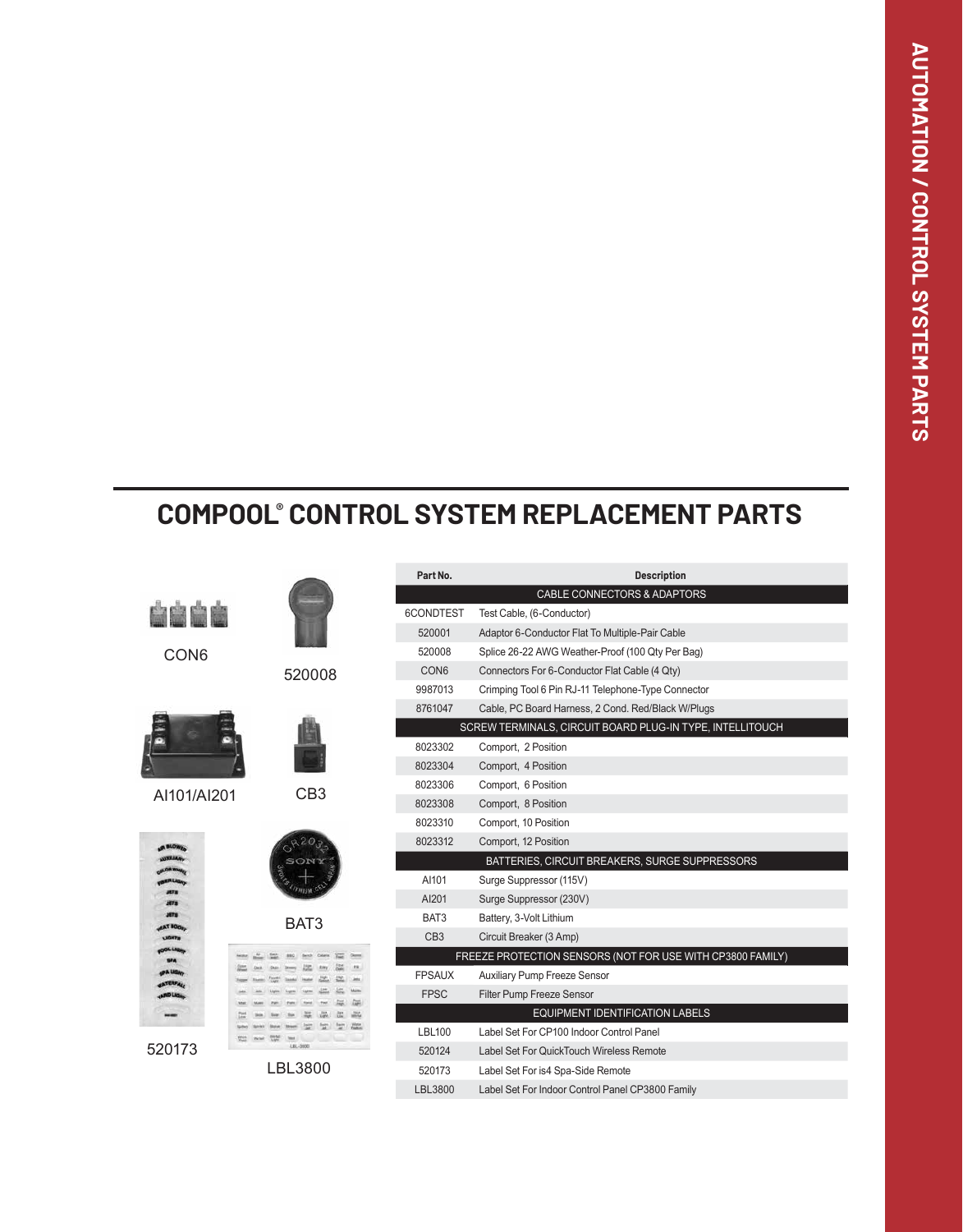## COMPOOL® CONTROL SYSTEM REPLACEMENT PARTS

CON6

520008

AI101/AI201

CB3

BAT3

520173

LBL3800

| Part No. | Description |
|---|---|
| **CABLE CONNECTORS & ADAPTORS** | |
| 6CONDTEST | Test Cable, (6-Conductor) |
| 520001 | Adaptor 6-Conductor Flat To Multiple-Pair Cable |
| 520008 | Splice 26-22 AWG Weather-Proof (100 Qty Per Bag) |
| CON6 | Connectors For 6-Conductor Flat Cable (4 Qty) |
| 9987013 | Crimping Tool 6 Pin RJ-11 Telephone-Type Connector |
| 8761047 | Cable, PC Board Harness, 2 Cond. Red/Black W/Plugs |
| **SCREW TERMINALS, CIRCUIT BOARD PLUG-IN TYPE, INTELLITOUCH** | |
| 8023302 | Comport, 2 Position |
| 8023304 | Comport, 4 Position |
| 8023306 | Comport, 6 Position |
| 8023308 | Comport, 8 Position |
| 8023310 | Comport, 10 Position |
| 8023312 | Comport, 12 Position |
| **BATTERIES, CIRCUIT BREAKERS, SURGE SUPPRESSORS** | |
| AI101 | Surge Suppressor (115V) |
| AI201 | Surge Suppressor (230V) |
| BAT3 | Battery, 3-Volt Lithium |
| CB3 | Circuit Breaker (3 Amp) |
| **FREEZE PROTECTION SENSORS (NOT FOR USE WITH CP3800 FAMILY)** | |
| FPSAUX | Auxiliary Pump Freeze Sensor |
| FPSC | Filter Pump Freeze Sensor |
| **EQUIPMENT IDENTIFICATION LABELS** | |
| LBL100 | Label Set For CP100 Indoor Control Panel |
| 520124 | Label Set For QuickTouch Wireless Remote |
| 520173 | Label Set For is4 Spa-Side Remote |
| LBL3800 | Label Set For Indoor Control Panel CP3800 Family |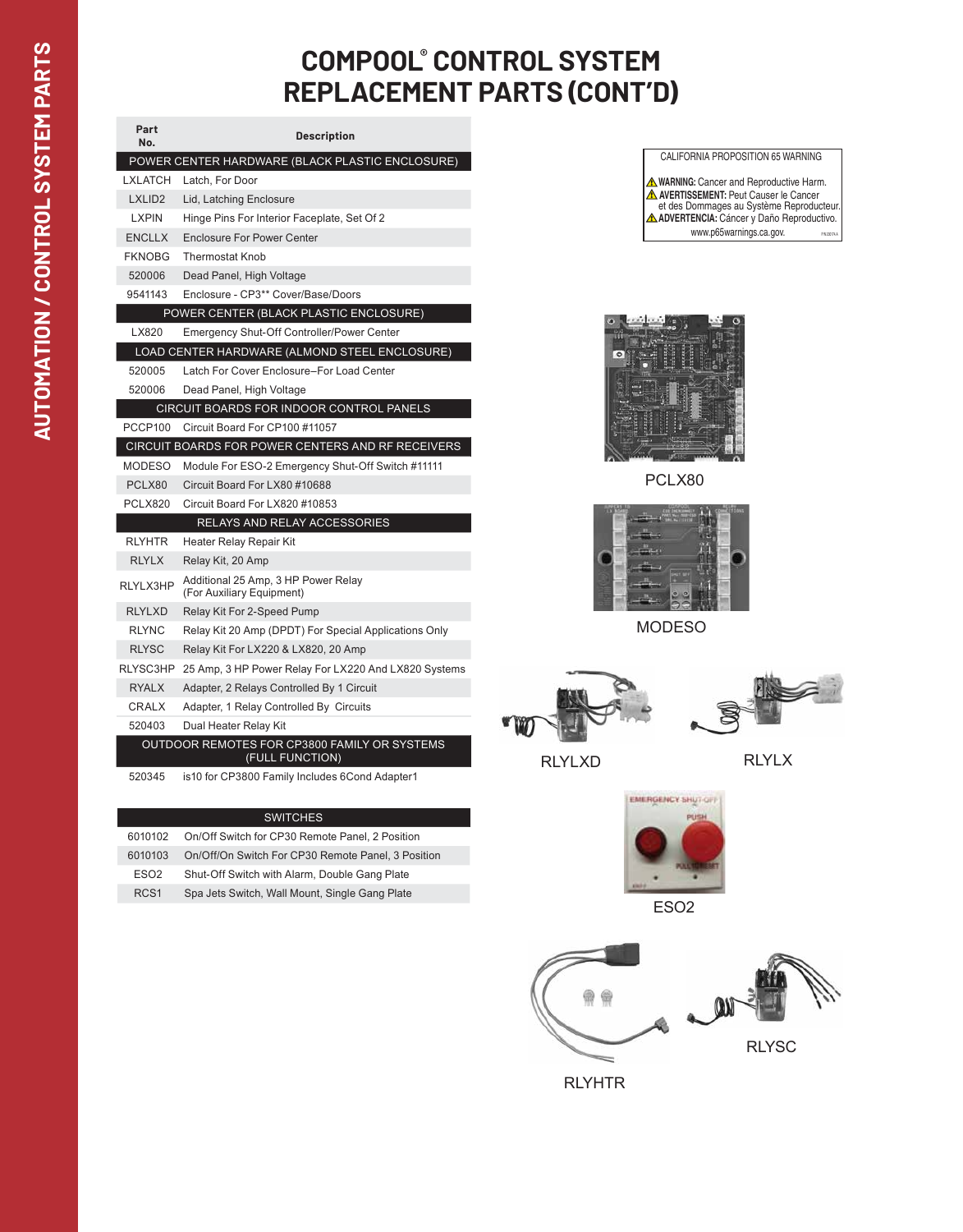# COMPOOL® CONTROL SYSTEM REPLACEMENT PARTS (CONT'D)

| Part No. | Description |
|---|---|
| **POWER CENTER HARDWARE (BLACK PLASTIC ENCLOSURE)** | |
| LXLATCH | Latch, For Door |
| LXLID2 | Lid, Latching Enclosure |
| LXPIN | Hinge Pins For Interior Faceplate, Set Of 2 |
| ENCLLX | Enclosure For Power Center |
| FKNOBG | Thermostat Knob |
| 520006 | Dead Panel, High Voltage |
| 9541143 | Enclosure - CP3** Cover/Base/Doors |
| **POWER CENTER (BLACK PLASTIC ENCLOSURE)** | |
| LX820 | Emergency Shut-Off Controller/Power Center |
| **LOAD CENTER HARDWARE (ALMOND STEEL ENCLOSURE)** | |
| 520005 | Latch For Cover Enclosure–For Load Center |
| 520006 | Dead Panel, High Voltage |
| **CIRCUIT BOARDS FOR INDOOR CONTROL PANELS** | |
| PCCP100 | Circuit Board For CP100 #11057 |
| **CIRCUIT BOARDS FOR POWER CENTERS AND RF RECEIVERS** | |
| MODESO | Module For ESO-2 Emergency Shut-Off Switch #11111 |
| PCLX80 | Circuit Board For LX80 #10688 |
| PCLX820 | Circuit Board For LX820 #10853 |
| **RELAYS AND RELAY ACCESSORIES** | |
| RLYHTR | Heater Relay Repair Kit |
| RLYLX | Relay Kit, 20 Amp |
| RLYLX3HP | Additional 25 Amp, 3 HP Power Relay (For Auxiliary Equipment) |
| RLYLXD | Relay Kit For 2-Speed Pump |
| RLYNC | Relay Kit 20 Amp (DPDT) For Special Applications Only |
| RLYSC | Relay Kit For LX220 & LX820, 20 Amp |
| RLYSC3HP | 25 Amp, 3 HP Power Relay For LX220 And LX820 Systems |
| RYALX | Adapter, 2 Relays Controlled By 1 Circuit |
| CRALX | Adapter, 1 Relay Controlled By Circuits |
| 520403 | Dual Heater Relay Kit |
| **OUTDOOR REMOTES FOR CP3800 FAMILY OR SYSTEMS (FULL FUNCTION)** | |
| 520345 | is10 for CP3800 Family Includes 6Cond Adapter1 |

| | |
|---|---|
| **SWITCHES** | |
| 6010102 | On/Off Switch for CP30 Remote Panel, 2 Position |
| 6010103 | On/Off/On Switch For CP30 Remote Panel, 3 Position |
| ESO2 | Shut-Off Switch with Alarm, Double Gang Plate |
| RCS1 | Spa Jets Switch, Wall Mount, Single Gang Plate |

CALIFORNIA PROPOSITION 65 WARNING

⚠ **WARNING:** Cancer and Reproductive Harm.
⚠ **AVERTISSEMENT:** Peut Causer le Cancer et des Dommages au Système Reproducteur.
⚠ **ADVERTENCIA:** Cáncer y Daño Reproductivo.
www.p65warnings.ca.gov.

PCLX80

MODESO

RLYLXD

RLYLX

ESO2

RLYSC

RLYHTR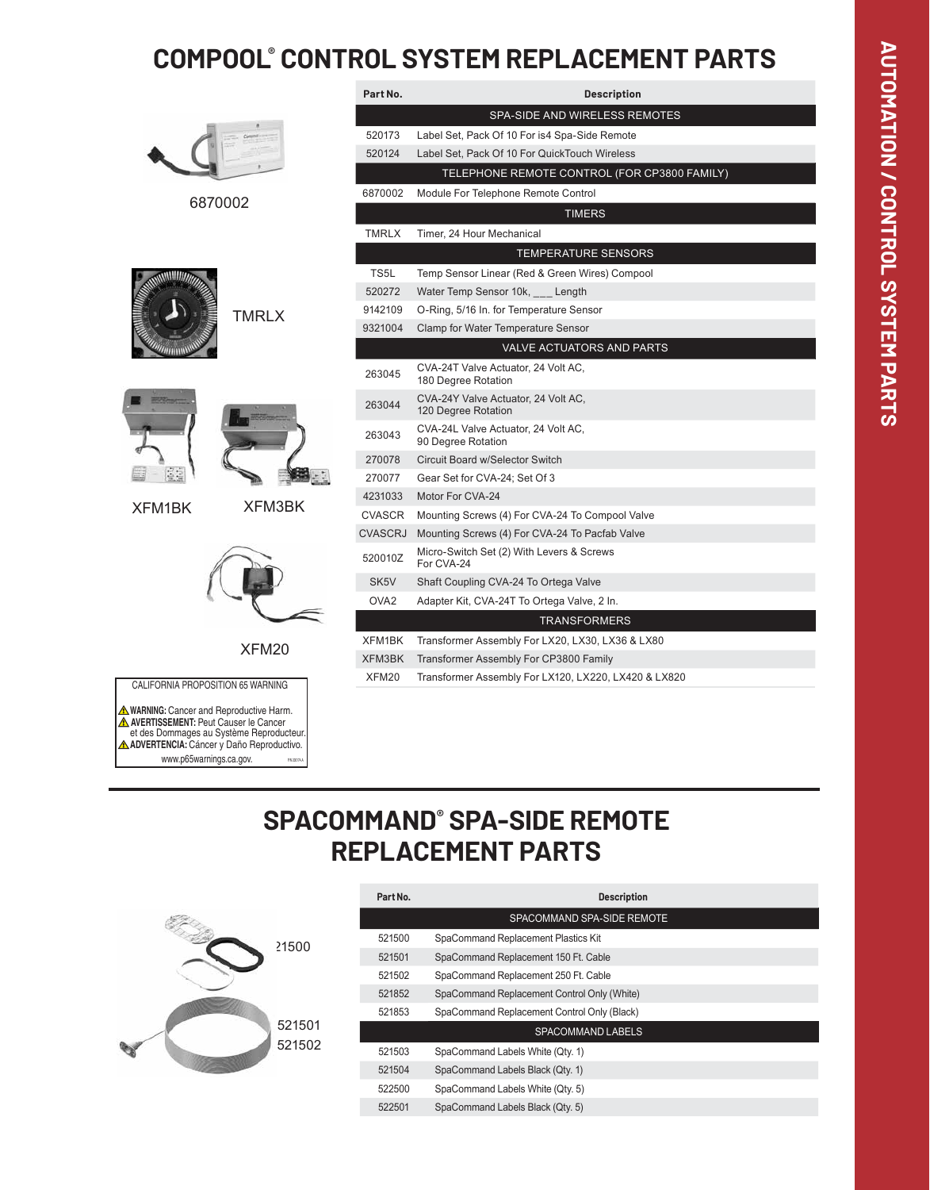# COMPOOL® CONTROL SYSTEM REPLACEMENT PARTS

6870002

TMRLX

XFM1BK

XFM3BK

XFM20

| Part No. | Description |
|---|---|
| | SPA-SIDE AND WIRELESS REMOTES |
| 520173 | Label Set, Pack Of 10 For is4 Spa-Side Remote |
| 520124 | Label Set, Pack Of 10 For QuickTouch Wireless |
| | TELEPHONE REMOTE CONTROL (FOR CP3800 FAMILY) |
| 6870002 | Module For Telephone Remote Control |
| | TIMERS |
| TMRLX | Timer, 24 Hour Mechanical |
| | TEMPERATURE SENSORS |
| TS5L | Temp Sensor Linear (Red & Green Wires) Compool |
| 520272 | Water Temp Sensor 10k, ___ Length |
| 9142109 | O-Ring, 5/16 In. for Temperature Sensor |
| 9321004 | Clamp for Water Temperature Sensor |
| | VALVE ACTUATORS AND PARTS |
| 263045 | CVA-24T Valve Actuator, 24 Volt AC, 180 Degree Rotation |
| 263044 | CVA-24Y Valve Actuator, 24 Volt AC, 120 Degree Rotation |
| 263043 | CVA-24L Valve Actuator, 24 Volt AC, 90 Degree Rotation |
| 270078 | Circuit Board w/Selector Switch |
| 270077 | Gear Set for CVA-24; Set Of 3 |
| 4231033 | Motor For CVA-24 |
| CVASCR | Mounting Screws (4) For CVA-24 To Compool Valve |
| CVASCRJ | Mounting Screws (4) For CVA-24 To Pacfab Valve |
| 520010Z | Micro-Switch Set (2) With Levers & Screws For CVA-24 |
| SK5V | Shaft Coupling CVA-24 To Ortega Valve |
| OVA2 | Adapter Kit, CVA-24T To Ortega Valve, 2 In. |
| | TRANSFORMERS |
| XFM1BK | Transformer Assembly For LX20, LX30, LX36 & LX80 |
| XFM3BK | Transformer Assembly For CP3800 Family |
| XFM20 | Transformer Assembly For LX120, LX220, LX420 & LX820 |

CALIFORNIA PROPOSITION 65 WARNING

⚠ **WARNING:** Cancer and Reproductive Harm.
⚠ **AVERTISSEMENT:** Peut Causer le Cancer et des Dommages au Système Reproducteur.
⚠ **ADVERTENCIA:** Cáncer y Daño Reproductivo.
www.p65warnings.ca.gov.

# SPACOMMAND® SPA-SIDE REMOTE REPLACEMENT PARTS

521500

521501
521502

| Part No. | Description |
|---|---|
| | SPACOMMAND SPA-SIDE REMOTE |
| 521500 | SpaCommand Replacement Plastics Kit |
| 521501 | SpaCommand Replacement 150 Ft. Cable |
| 521502 | SpaCommand Replacement 250 Ft. Cable |
| 521852 | SpaCommand Replacement Control Only (White) |
| 521853 | SpaCommand Replacement Control Only (Black) |
| | SPACOMMAND LABELS |
| 521503 | SpaCommand Labels White (Qty. 1) |
| 521504 | SpaCommand Labels Black (Qty. 1) |
| 522500 | SpaCommand Labels White (Qty. 5) |
| 522501 | SpaCommand Labels Black (Qty. 5) |